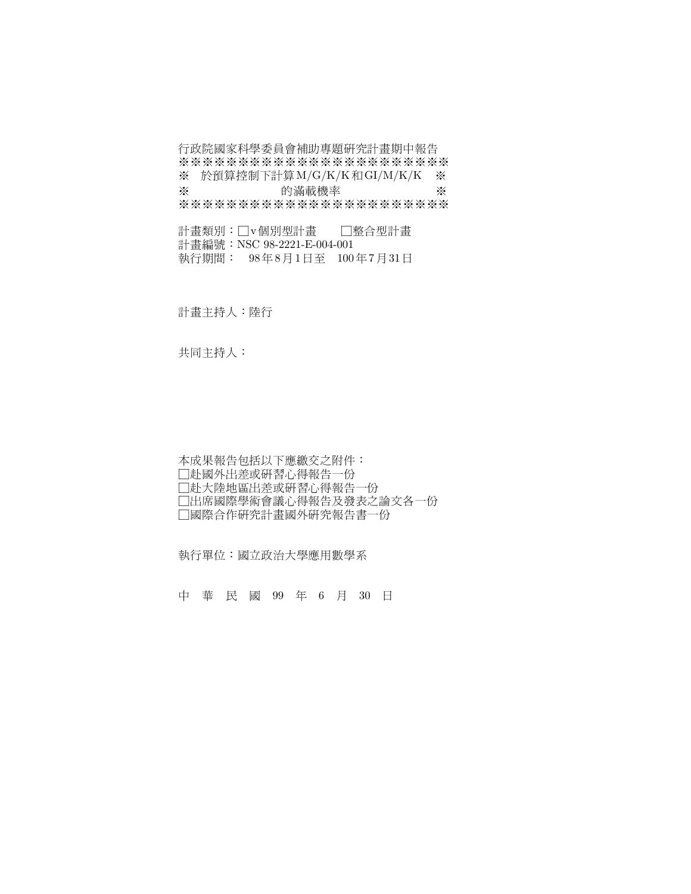行政院國家科學委員會補助專題研究計畫期中報告

※※※※※※※※※※※※※※※※※※※※※※※※
※　於預算控制下計算M/G/K/K和GI/M/K/K　※
※　　　　　　　　的滿載機率　　　　　　　　※
※※※※※※※※※※※※※※※※※※※※※※※※

計畫類別：□v個別型計畫　　□整合型計畫
計畫編號：NSC 98-2221-E-004-001
執行期間：　98年8月1日至　100年7月31日

計畫主持人：陸行

共同主持人：

本成果報告包括以下應繳交之附件：
□赴國外出差或研習心得報告一份
□赴大陸地區出差或研習心得報告一份
□出席國際學術會議心得報告及發表之論文各一份
□國際合作研究計畫國外研究報告書一份

執行單位：國立政治大學應用數學系

中　華　民　國　99　年　6　月　30　日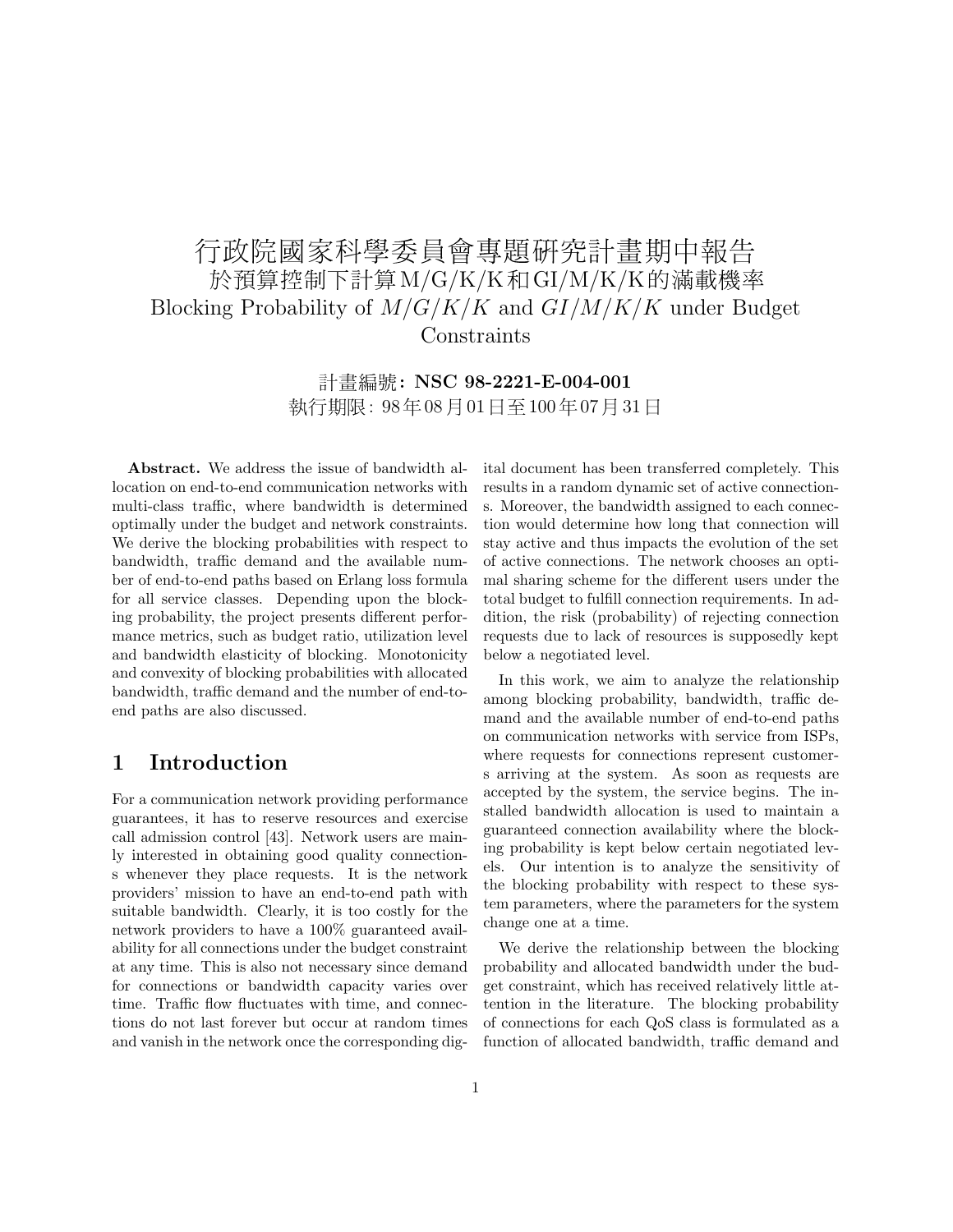# 行政院國家科學委員會專題研究計畫期中報告

## 於預算控制下計算M/G/K/K和GI/M/K/K的滿載機率

## Blocking Probability of $M/G/K/K$ and $GI/M/K/K$ under Budget Constraints

計畫編號: **NSC 98-2221-E-004-001**

執行期限: 98年08月01日至100年07月31日

**Abstract.** We address the issue of bandwidth allocation on end-to-end communication networks with multi-class traffic, where bandwidth is determined optimally under the budget and network constraints. We derive the blocking probabilities with respect to bandwidth, traffic demand and the available number of end-to-end paths based on Erlang loss formula for all service classes. Depending upon the blocking probability, the project presents different performance metrics, such as budget ratio, utilization level and bandwidth elasticity of blocking. Monotonicity and convexity of blocking probabilities with allocated bandwidth, traffic demand and the number of end-to-end paths are also discussed.

## 1 Introduction

For a communication network providing performance guarantees, it has to reserve resources and exercise call admission control [43]. Network users are mainly interested in obtaining good quality connections whenever they place requests. It is the network providers' mission to have an end-to-end path with suitable bandwidth. Clearly, it is too costly for the network providers to have a 100% guaranteed availability for all connections under the budget constraint at any time. This is also not necessary since demand for connections or bandwidth capacity varies over time. Traffic flow fluctuates with time, and connections do not last forever but occur at random times and vanish in the network once the corresponding digital document has been transferred completely. This results in a random dynamic set of active connections. Moreover, the bandwidth assigned to each connection would determine how long that connection will stay active and thus impacts the evolution of the set of active connections. The network chooses an optimal sharing scheme for the different users under the total budget to fulfill connection requirements. In addition, the risk (probability) of rejecting connection requests due to lack of resources is supposedly kept below a negotiated level.

In this work, we aim to analyze the relationship among blocking probability, bandwidth, traffic demand and the available number of end-to-end paths on communication networks with service from ISPs, where requests for connections represent customers arriving at the system. As soon as requests are accepted by the system, the service begins. The installed bandwidth allocation is used to maintain a guaranteed connection availability where the blocking probability is kept below certain negotiated levels. Our intention is to analyze the sensitivity of the blocking probability with respect to these system parameters, where the parameters for the system change one at a time.

We derive the relationship between the blocking probability and allocated bandwidth under the budget constraint, which has received relatively little attention in the literature. The blocking probability of connections for each QoS class is formulated as a function of allocated bandwidth, traffic demand and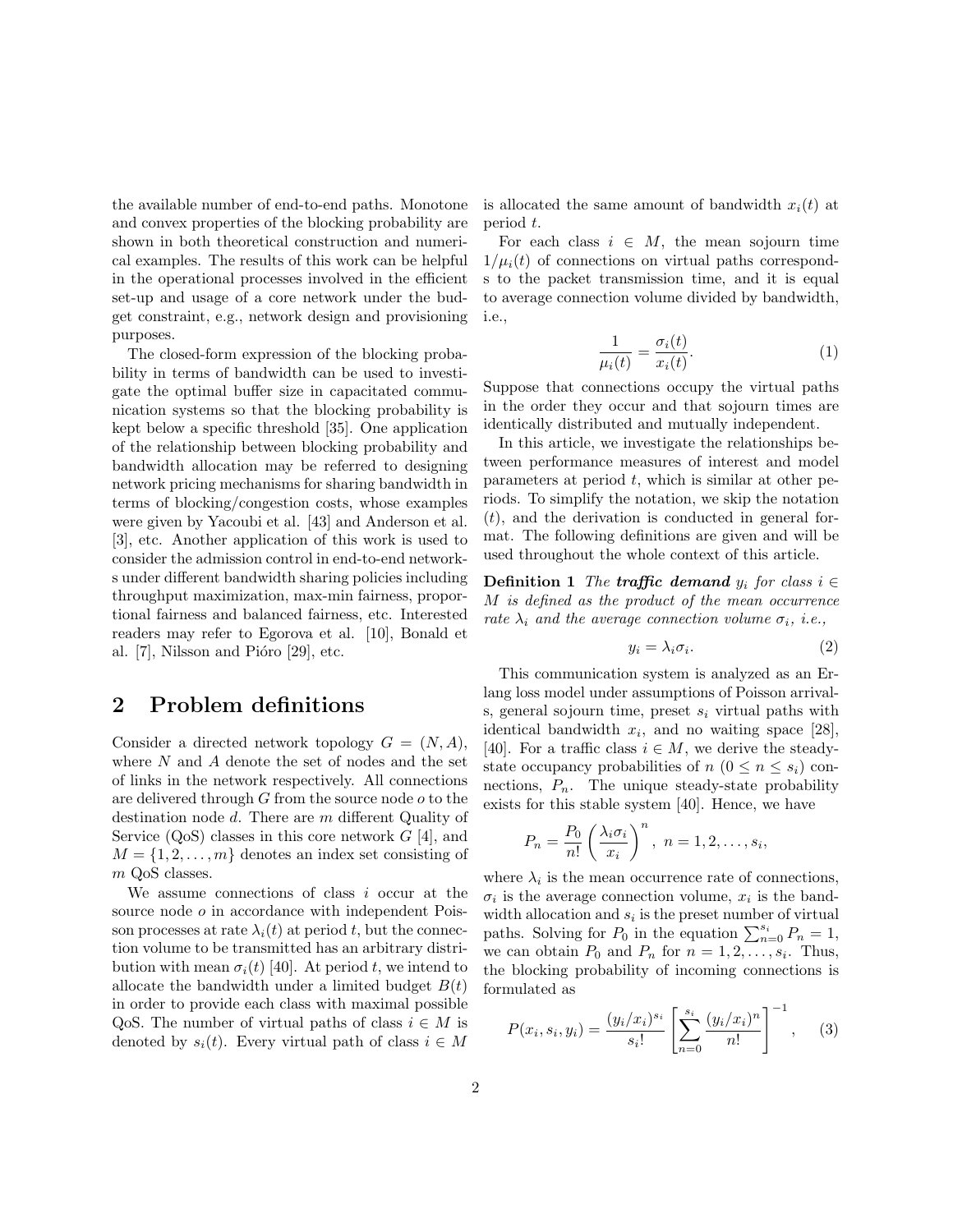the available number of end-to-end paths. Monotone and convex properties of the blocking probability are shown in both theoretical construction and numerical examples. The results of this work can be helpful in the operational processes involved in the efficient set-up and usage of a core network under the budget constraint, e.g., network design and provisioning purposes.

The closed-form expression of the blocking probability in terms of bandwidth can be used to investigate the optimal buffer size in capacitated communication systems so that the blocking probability is kept below a specific threshold [35]. One application of the relationship between blocking probability and bandwidth allocation may be referred to designing network pricing mechanisms for sharing bandwidth in terms of blocking/congestion costs, whose examples were given by Yacoubi et al. [43] and Anderson et al. [3], etc. Another application of this work is used to consider the admission control in end-to-end networks under different bandwidth sharing policies including throughput maximization, max-min fairness, proportional fairness and balanced fairness, etc. Interested readers may refer to Egorova et al. [10], Bonald et al. [7], Nilsson and Pióro [29], etc.

## 2 Problem definitions

Consider a directed network topology $G = (N, A)$, where $N$ and $A$ denote the set of nodes and the set of links in the network respectively. All connections are delivered through $G$ from the source node $o$ to the destination node $d$. There are $m$ different Quality of Service (QoS) classes in this core network $G$ [4], and $M = \{1, 2, \ldots, m\}$ denotes an index set consisting of $m$ QoS classes.

We assume connections of class $i$ occur at the source node $o$ in accordance with independent Poisson processes at rate $\lambda_i(t)$ at period $t$, but the connection volume to be transmitted has an arbitrary distribution with mean $\sigma_i(t)$ [40]. At period $t$, we intend to allocate the bandwidth under a limited budget $B(t)$ in order to provide each class with maximal possible QoS. The number of virtual paths of class $i \in M$ is denoted by $s_i(t)$. Every virtual path of class $i \in M$ is allocated the same amount of bandwidth $x_i(t)$ at period $t$.

For each class $i \in M$, the mean sojourn time $1/\mu_i(t)$ of connections on virtual paths corresponds to the packet transmission time, and it is equal to average connection volume divided by bandwidth, i.e.,

$$\frac{1}{\mu_i(t)} = \frac{\sigma_i(t)}{x_i(t)}. \tag{1}$$

Suppose that connections occupy the virtual paths in the order they occur and that sojourn times are identically distributed and mutually independent.

In this article, we investigate the relationships between performance measures of interest and model parameters at period $t$, which is similar at other periods. To simplify the notation, we skip the notation $(t)$, and the derivation is conducted in general format. The following definitions are given and will be used throughout the whole context of this article.

**Definition 1** *The **traffic demand** $y_i$ for class $i \in M$ is defined as the product of the mean occurrence rate $\lambda_i$ and the average connection volume $\sigma_i$, i.e.,*

$$y_i = \lambda_i \sigma_i. \tag{2}$$

This communication system is analyzed as an Erlang loss model under assumptions of Poisson arrivals, general sojourn time, preset $s_i$ virtual paths with identical bandwidth $x_i$, and no waiting space [28], [40]. For a traffic class $i \in M$, we derive the steady-state occupancy probabilities of $n$ $(0 \leq n \leq s_i)$ connections, $P_n$. The unique steady-state probability exists for this stable system [40]. Hence, we have

$$P_n = \frac{P_0}{n!}\left(\frac{\lambda_i \sigma_i}{x_i}\right)^n, \; n = 1, 2, \ldots, s_i,$$

where $\lambda_i$ is the mean occurrence rate of connections, $\sigma_i$ is the average connection volume, $x_i$ is the bandwidth allocation and $s_i$ is the preset number of virtual paths. Solving for $P_0$ in the equation $\sum_{n=0}^{s_i} P_n = 1$, we can obtain $P_0$ and $P_n$ for $n = 1, 2, \ldots, s_i$. Thus, the blocking probability of incoming connections is formulated as

$$P(x_i, s_i, y_i) = \frac{(y_i/x_i)^{s_i}}{s_i!}\left[\sum_{n=0}^{s_i} \frac{(y_i/x_i)^n}{n!}\right]^{-1}, \tag{3}$$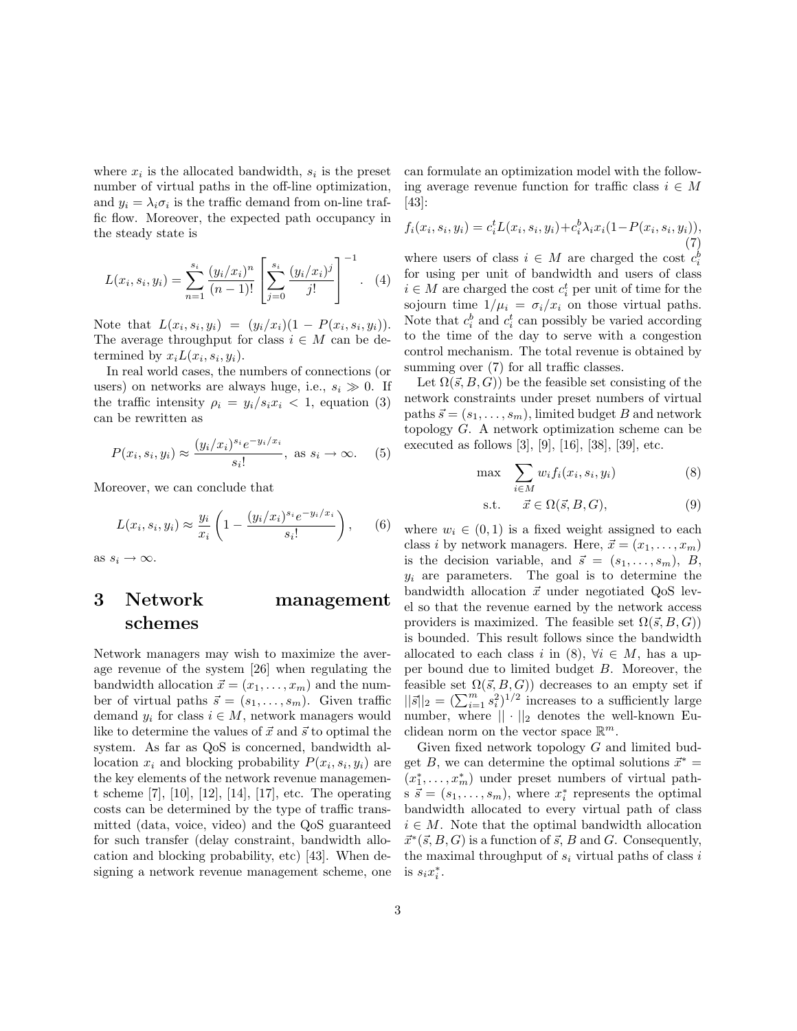where $x_i$ is the allocated bandwidth, $s_i$ is the preset number of virtual paths in the off-line optimization, and $y_i = \lambda_i \sigma_i$ is the traffic demand from on-line traffic flow. Moreover, the expected path occupancy in the steady state is

$$L(x_i, s_i, y_i) = \sum_{n=1}^{s_i} \frac{(y_i/x_i)^n}{(n-1)!} \left[ \sum_{j=0}^{s_i} \frac{(y_i/x_i)^j}{j!} \right]^{-1}. \quad (4)$$

Note that $L(x_i, s_i, y_i) = (y_i/x_i)(1 - P(x_i, s_i, y_i))$. The average throughput for class $i \in M$ can be determined by $x_i L(x_i, s_i, y_i)$.

In real world cases, the numbers of connections (or users) on networks are always huge, i.e., $s_i \gg 0$. If the traffic intensity $\rho_i = y_i / s_i x_i < 1$, equation (3) can be rewritten as

$$P(x_i, s_i, y_i) \approx \frac{(y_i/x_i)^{s_i} e^{-y_i/x_i}}{s_i!}, \text{ as } s_i \to \infty. \quad (5)$$

Moreover, we can conclude that

$$L(x_i, s_i, y_i) \approx \frac{y_i}{x_i} \left( 1 - \frac{(y_i/x_i)^{s_i} e^{-y_i/x_i}}{s_i!} \right), \quad (6)$$

as $s_i \to \infty$.

# 3 Network management schemes

Network managers may wish to maximize the average revenue of the system [26] when regulating the bandwidth allocation $\vec{x} = (x_1, \ldots, x_m)$ and the number of virtual paths $\vec{s} = (s_1, \ldots, s_m)$. Given traffic demand $y_i$ for class $i \in M$, network managers would like to determine the values of $\vec{x}$ and $\vec{s}$ to optimal the system. As far as QoS is concerned, bandwidth allocation $x_i$ and blocking probability $P(x_i, s_i, y_i)$ are the key elements of the network revenue management scheme [7], [10], [12], [14], [17], etc. The operating costs can be determined by the type of traffic transmitted (data, voice, video) and the QoS guaranteed for such transfer (delay constraint, bandwidth allocation and blocking probability, etc) [43]. When designing a network revenue management scheme, one can formulate an optimization model with the following average revenue function for traffic class $i \in M$ [43]:

$$f_i(x_i, s_i, y_i) = c_i^t L(x_i, s_i, y_i) + c_i^b \lambda_i x_i (1 - P(x_i, s_i, y_i)), \quad (7)$$

where users of class $i \in M$ are charged the cost $c_i^b$ for using per unit of bandwidth and users of class $i \in M$ are charged the cost $c_i^t$ per unit of time for the sojourn time $1/\mu_i = \sigma_i / x_i$ on those virtual paths. Note that $c_i^b$ and $c_i^t$ can possibly be varied according to the time of the day to serve with a congestion control mechanism. The total revenue is obtained by summing over (7) for all traffic classes.

Let $\Omega(\vec{s}, B, G))$ be the feasible set consisting of the network constraints under preset numbers of virtual paths $\vec{s} = (s_1, \ldots, s_m)$, limited budget $B$ and network topology $G$. A network optimization scheme can be executed as follows [3], [9], [16], [38], [39], etc.

$$\max \quad \sum_{i \in M} w_i f_i(x_i, s_i, y_i) \quad (8)$$

$$\text{s.t.} \quad \vec{x} \in \Omega(\vec{s}, B, G), \quad (9)$$

where $w_i \in (0, 1)$ is a fixed weight assigned to each class $i$ by network managers. Here, $\vec{x} = (x_1, \ldots, x_m)$ is the decision variable, and $\vec{s} = (s_1, \ldots, s_m)$, $B$, $y_i$ are parameters. The goal is to determine the bandwidth allocation $\vec{x}$ under negotiated QoS level so that the revenue earned by the network access providers is maximized. The feasible set $\Omega(\vec{s}, B, G))$ is bounded. This result follows since the bandwidth allocated to each class $i$ in (8), $\forall i \in M$, has a upper bound due to limited budget $B$. Moreover, the feasible set $\Omega(\vec{s}, B, G))$ decreases to an empty set if $||\vec{s}||_2 = (\sum_{i=1}^m s_i^2)^{1/2}$ increases to a sufficiently large number, where $|| \cdot ||_2$ denotes the well-known Euclidean norm on the vector space $\mathbb{R}^m$.

Given fixed network topology $G$ and limited budget $B$, we can determine the optimal solutions $\vec{x}^* = (x_1^*, \ldots, x_m^*)$ under preset numbers of virtual paths $\vec{s} = (s_1, \ldots, s_m)$, where $x_i^*$ represents the optimal bandwidth allocated to every virtual path of class $i \in M$. Note that the optimal bandwidth allocation $\vec{x}^*(\vec{s}, B, G)$ is a function of $\vec{s}$, $B$ and $G$. Consequently, the maximal throughput of $s_i$ virtual paths of class $i$ is $s_i x_i^*$.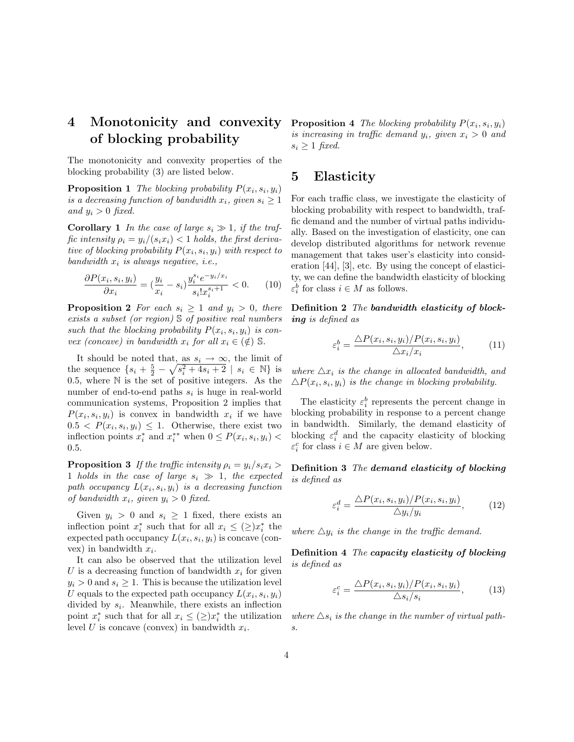# 4 Monotonicity and convexity of blocking probability

The monotonicity and convexity properties of the blocking probability (3) are listed below.

**Proposition 1** *The blocking probability $P(x_i, s_i, y_i)$ is a decreasing function of bandwidth $x_i$, given $s_i \geq 1$ and $y_i > 0$ fixed.*

**Corollary 1** *In the case of large $s_i \gg 1$, if the traffic intensity $\rho_i = y_i/(s_i x_i) < 1$ holds, the first derivative of blocking probability $P(x_i, s_i, y_i)$ with respect to bandwidth $x_i$ is always negative, i.e.,*

$$\frac{\partial P(x_i, s_i, y_i)}{\partial x_i} = (\frac{y_i}{x_i} - s_i)\frac{y_i^{s_i} e^{-y_i/x_i}}{s_i! x_i^{s_i+1}} < 0. \quad (10)$$

**Proposition 2** *For each $s_i \geq 1$ and $y_i > 0$, there exists a subset (or region) $\mathbb{S}$ of positive real numbers such that the blocking probability $P(x_i, s_i, y_i)$ is convex (concave) in bandwidth $x_i$ for all $x_i \in (\notin)\ \mathbb{S}$.*

It should be noted that, as $s_i \to \infty$, the limit of the sequence $\{s_i + \frac{5}{2} - \sqrt{s_i^2 + 4s_i + 2} \mid s_i \in \mathbb{N}\}$ is 0.5, where $\mathbb{N}$ is the set of positive integers. As the number of end-to-end paths $s_i$ is huge in real-world communication systems, Proposition 2 implies that $P(x_i, s_i, y_i)$ is convex in bandwidth $x_i$ if we have $0.5 < P(x_i, s_i, y_i) \leq 1$. Otherwise, there exist two inflection points $x_i^*$ and $x_i^{**}$ when $0 \leq P(x_i, s_i, y_i) < 0.5$.

**Proposition 3** *If the traffic intensity $\rho_i = y_i/s_i x_i > 1$ holds in the case of large $s_i \gg 1$, the expected path occupancy $L(x_i, s_i, y_i)$ is a decreasing function of bandwidth $x_i$, given $y_i > 0$ fixed.*

Given $y_i > 0$ and $s_i \geq 1$ fixed, there exists an inflection point $x_i^*$ such that for all $x_i \leq (\geq) x_i^*$ the expected path occupancy $L(x_i, s_i, y_i)$ is concave (convex) in bandwidth $x_i$.

It can also be observed that the utilization level $U$ is a decreasing function of bandwidth $x_i$ for given $y_i > 0$ and $s_i \geq 1$. This is because the utilization level $U$ equals to the expected path occupancy $L(x_i, s_i, y_i)$ divided by $s_i$. Meanwhile, there exists an inflection point $x_i^*$ such that for all $x_i \leq (\geq) x_i^*$ the utilization level $U$ is concave (convex) in bandwidth $x_i$.

**Proposition 4** *The blocking probability $P(x_i, s_i, y_i)$ is increasing in traffic demand $y_i$, given $x_i > 0$ and $s_i \geq 1$ fixed.*

# 5 Elasticity

For each traffic class, we investigate the elasticity of blocking probability with respect to bandwidth, traffic demand and the number of virtual paths individually. Based on the investigation of elasticity, one can develop distributed algorithms for network revenue management that takes user's elasticity into consideration [44], [3], etc. By using the concept of elasticity, we can define the bandwidth elasticity of blocking $\varepsilon_i^b$ for class $i \in M$ as follows.

**Definition 2** *The **bandwidth elasticity of blocking** is defined as*

$$\varepsilon_i^b = \frac{\triangle P(x_i, s_i, y_i)/P(x_i, s_i, y_i)}{\triangle x_i/x_i}, \quad (11)$$

*where $\triangle x_i$ is the change in allocated bandwidth, and $\triangle P(x_i, s_i, y_i)$ is the change in blocking probability.*

The elasticity $\varepsilon_i^b$ represents the percent change in blocking probability in response to a percent change in bandwidth. Similarly, the demand elasticity of blocking $\varepsilon_i^d$ and the capacity elasticity of blocking $\varepsilon_i^c$ for class $i \in M$ are given below.

**Definition 3** *The **demand elasticity of blocking** is defined as*

$$\varepsilon_i^d = \frac{\triangle P(x_i, s_i, y_i)/P(x_i, s_i, y_i)}{\triangle y_i/y_i}, \quad (12)$$

*where $\triangle y_i$ is the change in the traffic demand.*

**Definition 4** *The **capacity elasticity of blocking** is defined as*

$$\varepsilon_i^c = \frac{\triangle P(x_i, s_i, y_i)/P(x_i, s_i, y_i)}{\triangle s_i/s_i}, \quad (13)$$

*where $\triangle s_i$ is the change in the number of virtual paths.*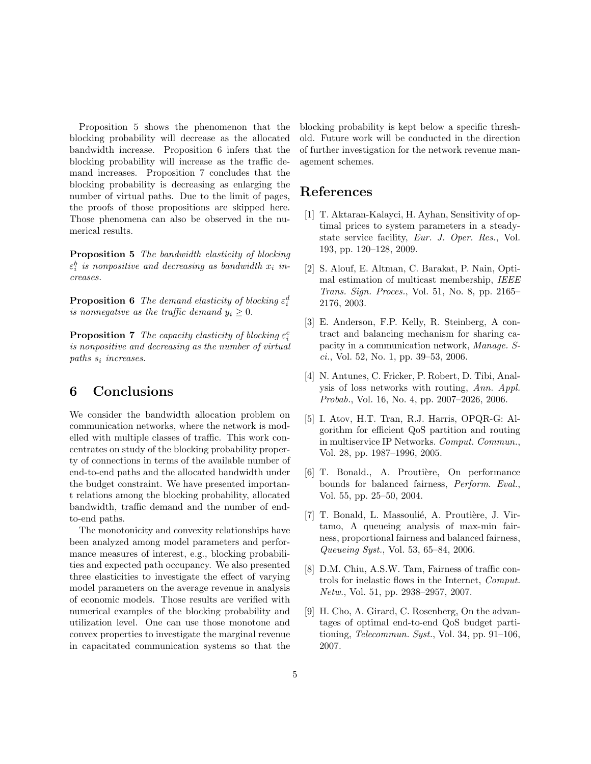Proposition 5 shows the phenomenon that the blocking probability will decrease as the allocated bandwidth increase. Proposition 6 infers that the blocking probability will increase as the traffic demand increases. Proposition 7 concludes that the blocking probability is decreasing as enlarging the number of virtual paths. Due to the limit of pages, the proofs of those propositions are skipped here. Those phenomena can also be observed in the numerical results.

**Proposition 5** *The bandwidth elasticity of blocking $\varepsilon_i^b$ is nonpositive and decreasing as bandwidth $x_i$ increases.*

**Proposition 6** *The demand elasticity of blocking $\varepsilon_i^d$ is nonnegative as the traffic demand $y_i \geq 0$.*

**Proposition 7** *The capacity elasticity of blocking $\varepsilon_i^c$ is nonpositive and decreasing as the number of virtual paths $s_i$ increases.*

## 6 Conclusions

We consider the bandwidth allocation problem on communication networks, where the network is modelled with multiple classes of traffic. This work concentrates on study of the blocking probability property of connections in terms of the available number of end-to-end paths and the allocated bandwidth under the budget constraint. We have presented important relations among the blocking probability, allocated bandwidth, traffic demand and the number of end-to-end paths.

The monotonicity and convexity relationships have been analyzed among model parameters and performance measures of interest, e.g., blocking probabilities and expected path occupancy. We also presented three elasticities to investigate the effect of varying model parameters on the average revenue in analysis of economic models. Those results are verified with numerical examples of the blocking probability and utilization level. One can use those monotone and convex properties to investigate the marginal revenue in capacitated communication systems so that the blocking probability is kept below a specific threshold. Future work will be conducted in the direction of further investigation for the network revenue management schemes.

## References

[1] T. Aktaran-Kalayci, H. Ayhan, Sensitivity of optimal prices to system parameters in a steady-state service facility, *Eur. J. Oper. Res.*, Vol. 193, pp. 120–128, 2009.

[2] S. Alouf, E. Altman, C. Barakat, P. Nain, Optimal estimation of multicast membership, *IEEE Trans. Sign. Proces.*, Vol. 51, No. 8, pp. 2165–2176, 2003.

[3] E. Anderson, F.P. Kelly, R. Steinberg, A contract and balancing mechanism for sharing capacity in a communication network, *Manage. Sci.*, Vol. 52, No. 1, pp. 39–53, 2006.

[4] N. Antunes, C. Fricker, P. Robert, D. Tibi, Analysis of loss networks with routing, *Ann. Appl. Probab.*, Vol. 16, No. 4, pp. 2007–2026, 2006.

[5] I. Atov, H.T. Tran, R.J. Harris, OPQR-G: Algorithm for efficient QoS partition and routing in multiservice IP Networks. *Comput. Commun.*, Vol. 28, pp. 1987–1996, 2005.

[6] T. Bonald., A. Proutière, On performance bounds for balanced fairness, *Perform. Eval.*, Vol. 55, pp. 25–50, 2004.

[7] T. Bonald, L. Massoulié, A. Proutière, J. Virtamo, A queueing analysis of max-min fairness, proportional fairness and balanced fairness, *Queueing Syst.*, Vol. 53, 65–84, 2006.

[8] D.M. Chiu, A.S.W. Tam, Fairness of traffic controls for inelastic flows in the Internet, *Comput. Netw.*, Vol. 51, pp. 2938–2957, 2007.

[9] H. Cho, A. Girard, C. Rosenberg, On the advantages of optimal end-to-end QoS budget partitioning, *Telecommun. Syst.*, Vol. 34, pp. 91–106, 2007.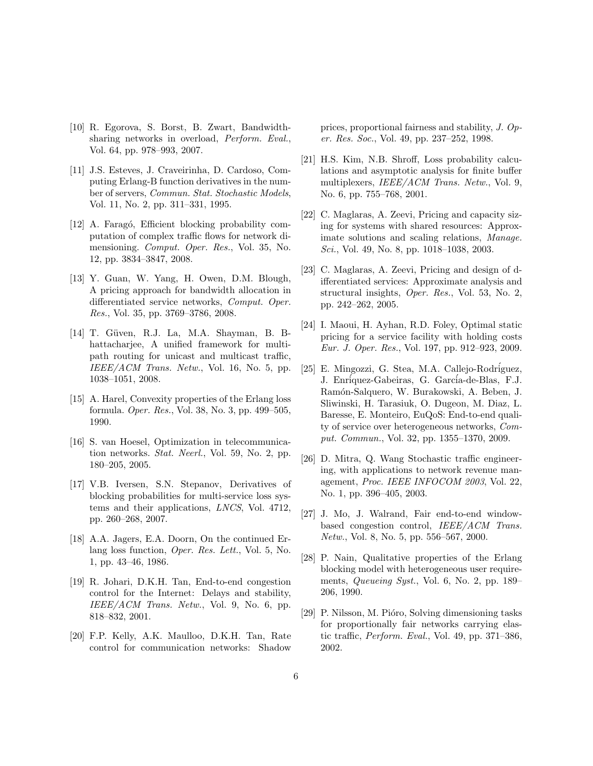[10] R. Egorova, S. Borst, B. Zwart, Bandwidth-sharing networks in overload, *Perform. Eval.*, Vol. 64, pp. 978–993, 2007.

[11] J.S. Esteves, J. Craveirinha, D. Cardoso, Computing Erlang-B function derivatives in the number of servers, *Commun. Stat. Stochastic Models*, Vol. 11, No. 2, pp. 311–331, 1995.

[12] A. Faragó, Efficient blocking probability computation of complex traffic flows for network dimensioning. *Comput. Oper. Res.*, Vol. 35, No. 12, pp. 3834–3847, 2008.

[13] Y. Guan, W. Yang, H. Owen, D.M. Blough, A pricing approach for bandwidth allocation in differentiated service networks, *Comput. Oper. Res.*, Vol. 35, pp. 3769–3786, 2008.

[14] T. Güven, R.J. La, M.A. Shayman, B. Bhattacharjee, A unified framework for multipath routing for unicast and multicast traffic, *IEEE/ACM Trans. Netw.*, Vol. 16, No. 5, pp. 1038–1051, 2008.

[15] A. Harel, Convexity properties of the Erlang loss formula. *Oper. Res.*, Vol. 38, No. 3, pp. 499–505, 1990.

[16] S. van Hoesel, Optimization in telecommunication networks. *Stat. Neerl.*, Vol. 59, No. 2, pp. 180–205, 2005.

[17] V.B. Iversen, S.N. Stepanov, Derivatives of blocking probabilities for multi-service loss systems and their applications, *LNCS*, Vol. 4712, pp. 260–268, 2007.

[18] A.A. Jagers, E.A. Doorn, On the continued Erlang loss function, *Oper. Res. Lett.*, Vol. 5, No. 1, pp. 43–46, 1986.

[19] R. Johari, D.K.H. Tan, End-to-end congestion control for the Internet: Delays and stability, *IEEE/ACM Trans. Netw.*, Vol. 9, No. 6, pp. 818–832, 2001.

[20] F.P. Kelly, A.K. Maulloo, D.K.H. Tan, Rate control for communication networks: Shadow prices, proportional fairness and stability, *J. Oper. Res. Soc.*, Vol. 49, pp. 237–252, 1998.

[21] H.S. Kim, N.B. Shroff, Loss probability calculations and asymptotic analysis for finite buffer multiplexers, *IEEE/ACM Trans. Netw.*, Vol. 9, No. 6, pp. 755–768, 2001.

[22] C. Maglaras, A. Zeevi, Pricing and capacity sizing for systems with shared resources: Approximate solutions and scaling relations, *Manage. Sci.*, Vol. 49, No. 8, pp. 1018–1038, 2003.

[23] C. Maglaras, A. Zeevi, Pricing and design of differentiated services: Approximate analysis and structural insights, *Oper. Res.*, Vol. 53, No. 2, pp. 242–262, 2005.

[24] I. Maoui, H. Ayhan, R.D. Foley, Optimal static pricing for a service facility with holding costs *Eur. J. Oper. Res.*, Vol. 197, pp. 912–923, 2009.

[25] E. Mingozzi, G. Stea, M.A. Callejo-Rodríguez, J. Enríquez-Gabeiras, G. García-de-Blas, F.J. Ramón-Salquero, W. Burakowski, A. Beben, J. Sliwinski, H. Tarasiuk, O. Dugeon, M. Diaz, L. Baresse, E. Monteiro, EuQoS: End-to-end quality of service over heterogeneous networks, *Comput. Commun.*, Vol. 32, pp. 1355–1370, 2009.

[26] D. Mitra, Q. Wang Stochastic traffic engineering, with applications to network revenue management, *Proc. IEEE INFOCOM 2003*, Vol. 22, No. 1, pp. 396–405, 2003.

[27] J. Mo, J. Walrand, Fair end-to-end window-based congestion control, *IEEE/ACM Trans. Netw.*, Vol. 8, No. 5, pp. 556–567, 2000.

[28] P. Nain, Qualitative properties of the Erlang blocking model with heterogeneous user requirements, *Queueing Syst.*, Vol. 6, No. 2, pp. 189–206, 1990.

[29] P. Nilsson, M. Pióro, Solving dimensioning tasks for proportionally fair networks carrying elastic traffic, *Perform. Eval.*, Vol. 49, pp. 371–386, 2002.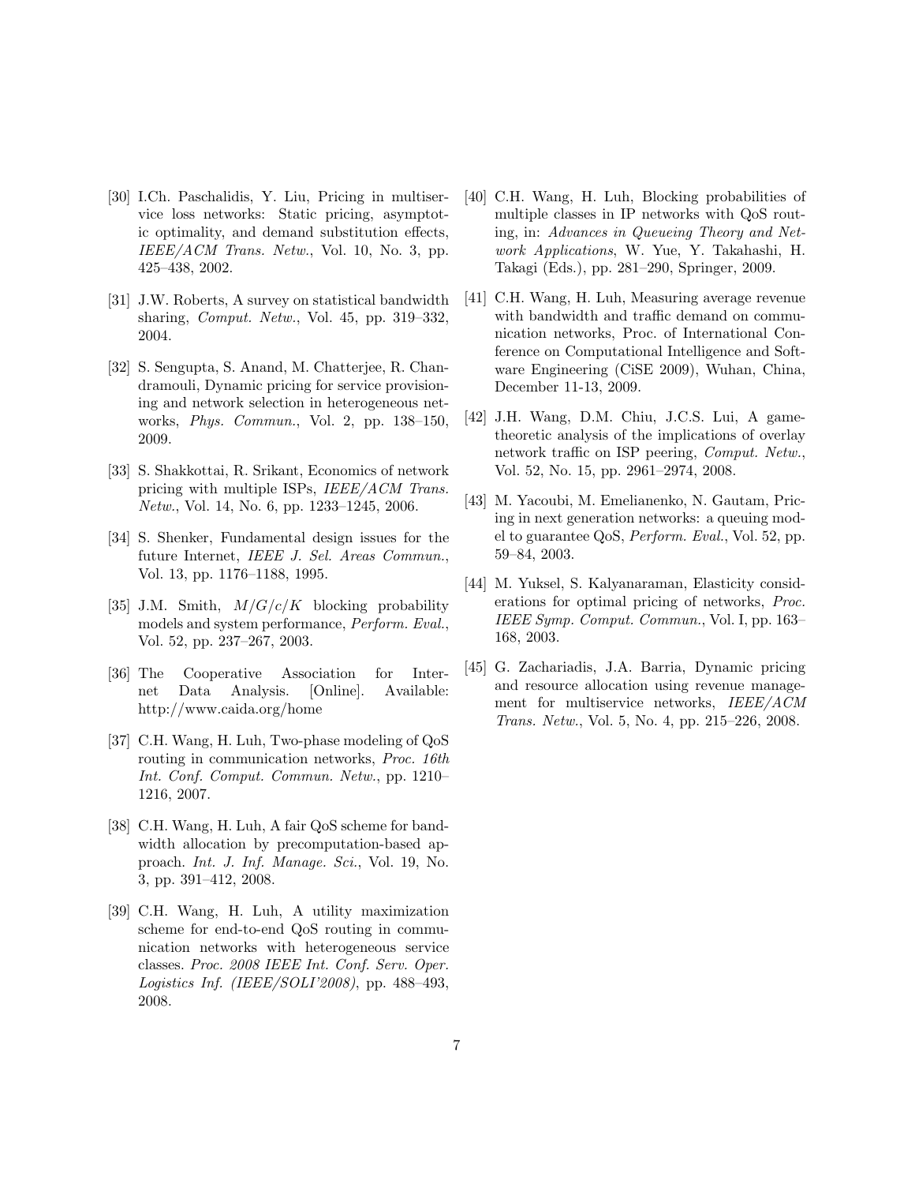[30] I.Ch. Paschalidis, Y. Liu, Pricing in multiservice loss networks: Static pricing, asymptotic optimality, and demand substitution effects, *IEEE/ACM Trans. Netw.*, Vol. 10, No. 3, pp. 425–438, 2002.

[31] J.W. Roberts, A survey on statistical bandwidth sharing, *Comput. Netw.*, Vol. 45, pp. 319–332, 2004.

[32] S. Sengupta, S. Anand, M. Chatterjee, R. Chandramouli, Dynamic pricing for service provisioning and network selection in heterogeneous networks, *Phys. Commun.*, Vol. 2, pp. 138–150, 2009.

[33] S. Shakkottai, R. Srikant, Economics of network pricing with multiple ISPs, *IEEE/ACM Trans. Netw.*, Vol. 14, No. 6, pp. 1233–1245, 2006.

[34] S. Shenker, Fundamental design issues for the future Internet, *IEEE J. Sel. Areas Commun.*, Vol. 13, pp. 1176–1188, 1995.

[35] J.M. Smith, $M/G/c/K$ blocking probability models and system performance, *Perform. Eval.*, Vol. 52, pp. 237–267, 2003.

[36] The Cooperative Association for Internet Data Analysis. [Online]. Available: http://www.caida.org/home

[37] C.H. Wang, H. Luh, Two-phase modeling of QoS routing in communication networks, *Proc. 16th Int. Conf. Comput. Commun. Netw.*, pp. 1210–1216, 2007.

[38] C.H. Wang, H. Luh, A fair QoS scheme for bandwidth allocation by precomputation-based approach. *Int. J. Inf. Manage. Sci.*, Vol. 19, No. 3, pp. 391–412, 2008.

[39] C.H. Wang, H. Luh, A utility maximization scheme for end-to-end QoS routing in communication networks with heterogeneous service classes. *Proc. 2008 IEEE Int. Conf. Serv. Oper. Logistics Inf. (IEEE/SOLI'2008)*, pp. 488–493, 2008.

[40] C.H. Wang, H. Luh, Blocking probabilities of multiple classes in IP networks with QoS routing, in: *Advances in Queueing Theory and Network Applications*, W. Yue, Y. Takahashi, H. Takagi (Eds.), pp. 281–290, Springer, 2009.

[41] C.H. Wang, H. Luh, Measuring average revenue with bandwidth and traffic demand on communication networks, Proc. of International Conference on Computational Intelligence and Software Engineering (CiSE 2009), Wuhan, China, December 11-13, 2009.

[42] J.H. Wang, D.M. Chiu, J.C.S. Lui, A game-theoretic analysis of the implications of overlay network traffic on ISP peering, *Comput. Netw.*, Vol. 52, No. 15, pp. 2961–2974, 2008.

[43] M. Yacoubi, M. Emelianenko, N. Gautam, Pricing in next generation networks: a queuing model to guarantee QoS, *Perform. Eval.*, Vol. 52, pp. 59–84, 2003.

[44] M. Yuksel, S. Kalyanaraman, Elasticity considerations for optimal pricing of networks, *Proc. IEEE Symp. Comput. Commun.*, Vol. I, pp. 163–168, 2003.

[45] G. Zachariadis, J.A. Barria, Dynamic pricing and resource allocation using revenue management for multiservice networks, *IEEE/ACM Trans. Netw.*, Vol. 5, No. 4, pp. 215–226, 2008.